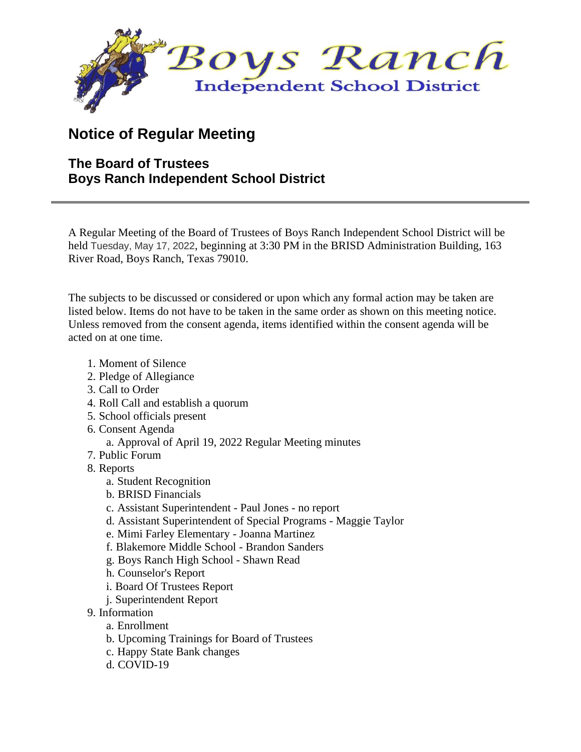# Notice of Regular Meeting

## The Board of Trustees
## Boys Ranch Independent School District

---

A Regular Meeting of the Board of Trustees of Boys Ranch Independent School District will be held Tuesday, May 17, 2022, beginning at 3:30 PM in the BRISD Administration Building, 163 River Road, Boys Ranch, Texas 79010.

The subjects to be discussed or considered or upon which any formal action may be taken are listed below. Items do not have to be taken in the same order as shown on this meeting notice. Unless removed from the consent agenda, items identified within the consent agenda will be acted on at one time.

1. Moment of Silence
2. Pledge of Allegiance
3. Call to Order
4. Roll Call and establish a quorum
5. School officials present
6. Consent Agenda
    a. Approval of April 19, 2022 Regular Meeting minutes
7. Public Forum
8. Reports
    a. Student Recognition
    b. BRISD Financials
    c. Assistant Superintendent - Paul Jones - no report
    d. Assistant Superintendent of Special Programs - Maggie Taylor
    e. Mimi Farley Elementary - Joanna Martinez
    f. Blakemore Middle School - Brandon Sanders
    g. Boys Ranch High School - Shawn Read
    h. Counselor's Report
    i. Board Of Trustees Report
    j. Superintendent Report
9. Information
    a. Enrollment
    b. Upcoming Trainings for Board of Trustees
    c. Happy State Bank changes
    d. COVID-19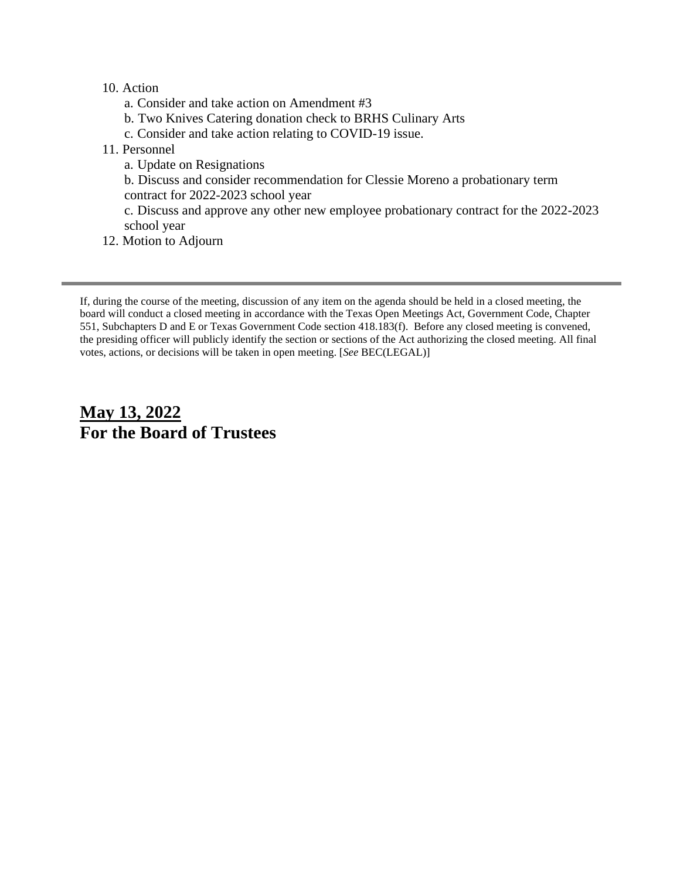10. Action
    a. Consider and take action on Amendment #3
    b. Two Knives Catering donation check to BRHS Culinary Arts
    c. Consider and take action relating to COVID-19 issue.
11. Personnel
    a. Update on Resignations
    b. Discuss and consider recommendation for Clessie Moreno a probationary term contract for 2022-2023 school year
    c. Discuss and approve any other new employee probationary contract for the 2022-2023 school year
12. Motion to Adjourn

---

If, during the course of the meeting, discussion of any item on the agenda should be held in a closed meeting, the board will conduct a closed meeting in accordance with the Texas Open Meetings Act, Government Code, Chapter 551, Subchapters D and E or Texas Government Code section 418.183(f). Before any closed meeting is convened, the presiding officer will publicly identify the section or sections of the Act authorizing the closed meeting. All final votes, actions, or decisions will be taken in open meeting. [*See* BEC(LEGAL)]

**<u>May 13, 2022</u>**
**For the Board of Trustees**